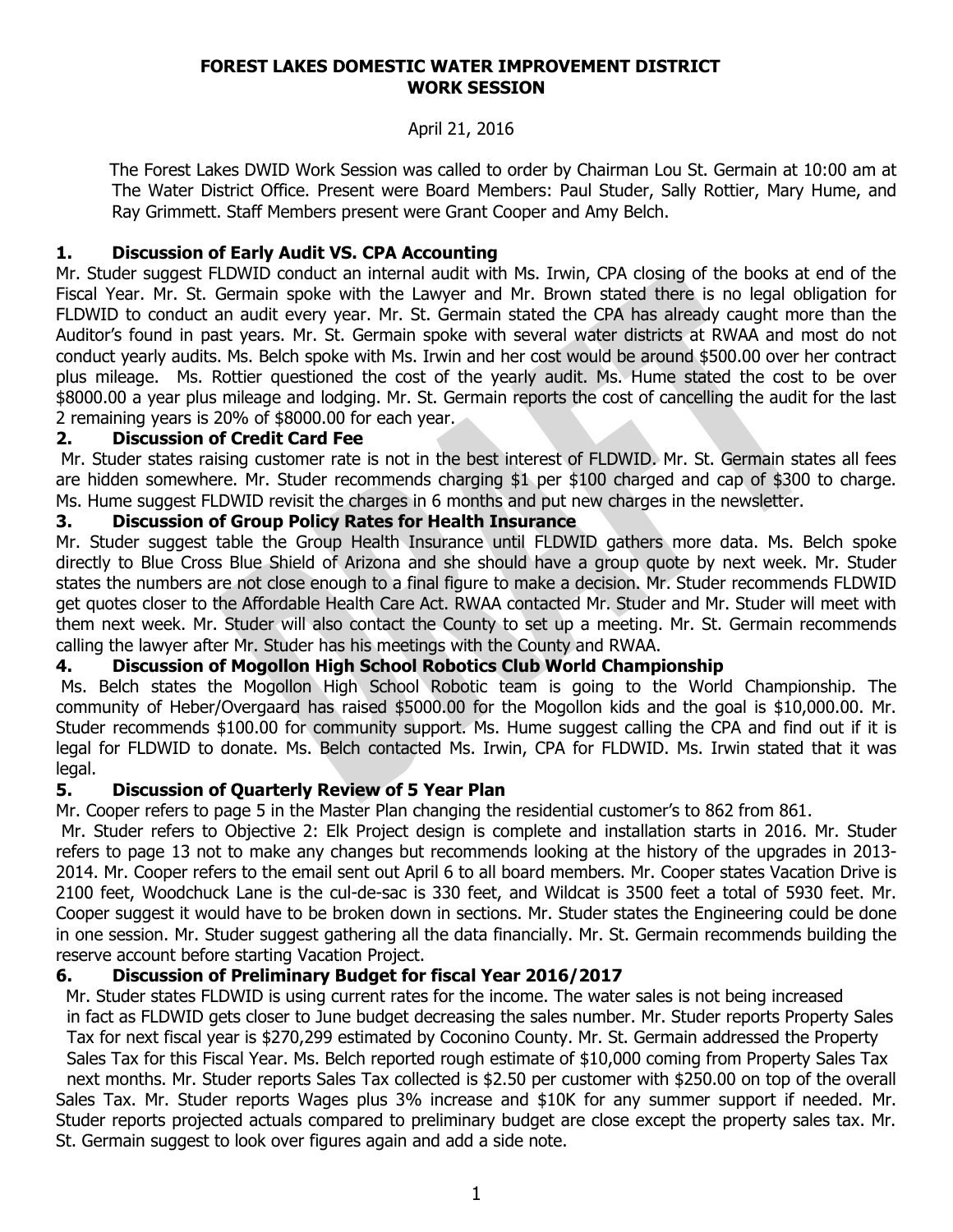# FOREST LAKES DOMESTIC WATER IMPROVEMENT DISTRICT
## WORK SESSION

April 21, 2016

The Forest Lakes DWID Work Session was called to order by Chairman Lou St. Germain at 10:00 am at The Water District Office. Present were Board Members: Paul Studer, Sally Rottier, Mary Hume, and Ray Grimmett. Staff Members present were Grant Cooper and Amy Belch.

### 1. Discussion of Early Audit VS. CPA Accounting

Mr. Studer suggest FLDWID conduct an internal audit with Ms. Irwin, CPA closing of the books at end of the Fiscal Year. Mr. St. Germain spoke with the Lawyer and Mr. Brown stated there is no legal obligation for FLDWID to conduct an audit every year. Mr. St. Germain stated the CPA has already caught more than the Auditor's found in past years. Mr. St. Germain spoke with several water districts at RWAA and most do not conduct yearly audits. Ms. Belch spoke with Ms. Irwin and her cost would be around $500.00 over her contract plus mileage. Ms. Rottier questioned the cost of the yearly audit. Ms. Hume stated the cost to be over $8000.00 a year plus mileage and lodging. Mr. St. Germain reports the cost of cancelling the audit for the last 2 remaining years is 20% of $8000.00 for each year.

### 2. Discussion of Credit Card Fee

Mr. Studer states raising customer rate is not in the best interest of FLDWID. Mr. St. Germain states all fees are hidden somewhere. Mr. Studer recommends charging $1 per $100 charged and cap of $300 to charge. Ms. Hume suggest FLDWID revisit the charges in 6 months and put new charges in the newsletter.

### 3. Discussion of Group Policy Rates for Health Insurance

Mr. Studer suggest table the Group Health Insurance until FLDWID gathers more data. Ms. Belch spoke directly to Blue Cross Blue Shield of Arizona and she should have a group quote by next week. Mr. Studer states the numbers are not close enough to a final figure to make a decision. Mr. Studer recommends FLDWID get quotes closer to the Affordable Health Care Act. RWAA contacted Mr. Studer and Mr. Studer will meet with them next week. Mr. Studer will also contact the County to set up a meeting. Mr. St. Germain recommends calling the lawyer after Mr. Studer has his meetings with the County and RWAA.

### 4. Discussion of Mogollon High School Robotics Club World Championship

Ms. Belch states the Mogollon High School Robotic team is going to the World Championship. The community of Heber/Overgaard has raised $5000.00 for the Mogollon kids and the goal is $10,000.00. Mr. Studer recommends $100.00 for community support. Ms. Hume suggest calling the CPA and find out if it is legal for FLDWID to donate. Ms. Belch contacted Ms. Irwin, CPA for FLDWID. Ms. Irwin stated that it was legal.

### 5. Discussion of Quarterly Review of 5 Year Plan

Mr. Cooper refers to page 5 in the Master Plan changing the residential customer's to 862 from 861.

Mr. Studer refers to Objective 2: Elk Project design is complete and installation starts in 2016. Mr. Studer refers to page 13 not to make any changes but recommends looking at the history of the upgrades in 2013-2014. Mr. Cooper refers to the email sent out April 6 to all board members. Mr. Cooper states Vacation Drive is 2100 feet, Woodchuck Lane is the cul-de-sac is 330 feet, and Wildcat is 3500 feet a total of 5930 feet. Mr. Cooper suggest it would have to be broken down in sections. Mr. Studer states the Engineering could be done in one session. Mr. Studer suggest gathering all the data financially. Mr. St. Germain recommends building the reserve account before starting Vacation Project.

### 6. Discussion of Preliminary Budget for fiscal Year 2016/2017

Mr. Studer states FLDWID is using current rates for the income. The water sales is not being increased in fact as FLDWID gets closer to June budget decreasing the sales number. Mr. Studer reports Property Sales Tax for next fiscal year is $270,299 estimated by Coconino County. Mr. St. Germain addressed the Property Sales Tax for this Fiscal Year. Ms. Belch reported rough estimate of $10,000 coming from Property Sales Tax next months. Mr. Studer reports Sales Tax collected is $2.50 per customer with $250.00 on top of the overall Sales Tax. Mr. Studer reports Wages plus 3% increase and $10K for any summer support if needed. Mr. Studer reports projected actuals compared to preliminary budget are close except the property sales tax. Mr. St. Germain suggest to look over figures again and add a side note.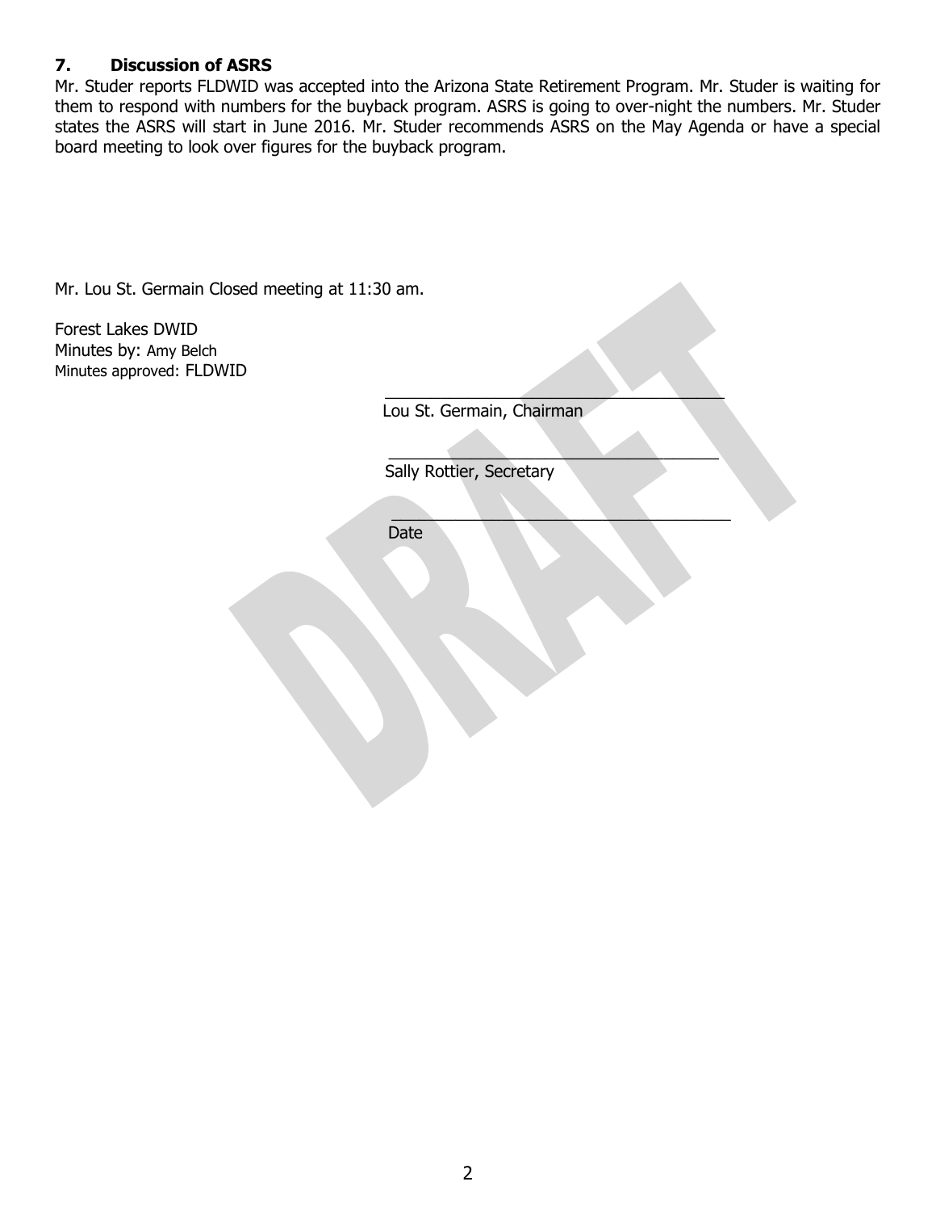### 7. Discussion of ASRS

Mr. Studer reports FLDWID was accepted into the Arizona State Retirement Program. Mr. Studer is waiting for them to respond with numbers for the buyback program. ASRS is going to over-night the numbers. Mr. Studer states the ASRS will start in June 2016. Mr. Studer recommends ASRS on the May Agenda or have a special board meeting to look over figures for the buyback program.

Mr. Lou St. Germain Closed meeting at 11:30 am.

Forest Lakes DWID
Minutes by: Amy Belch
Minutes approved: FLDWID

\_\_\_\_\_\_\_\_\_\_\_\_\_\_\_\_\_\_\_\_\_\_\_\_\_\_\_\_\_\_\_\_\_\_\_\_\_\_
Lou St. Germain, Chairman

\_\_\_\_\_\_\_\_\_\_\_\_\_\_\_\_\_\_\_\_\_\_\_\_\_\_\_\_\_\_\_\_\_\_\_\_\_\_
Sally Rottier, Secretary

\_\_\_\_\_\_\_\_\_\_\_\_\_\_\_\_\_\_\_\_\_\_\_\_\_\_\_\_\_\_\_\_\_\_\_\_\_\_
Date

DRAFT